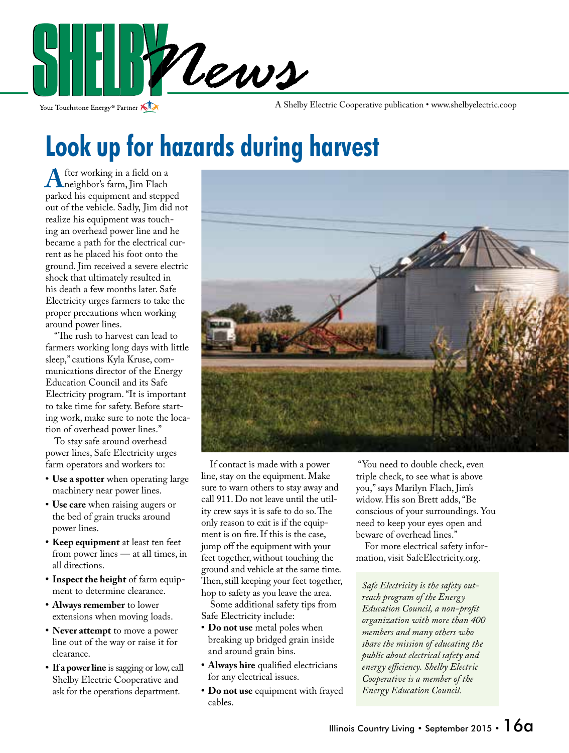# Shelby News

Your Touchstone Energy® Partner

A Shelby Electric Cooperative publication • www.shelbyelectric.coop

# Look up for hazards during harvest

After working in a field on a neighbor's farm, Jim Flach parked his equipment and stepped out of the vehicle. Sadly, Jim did not realize his equipment was touching an overhead power line and he became a path for the electrical current as he placed his foot onto the ground. Jim received a severe electric shock that ultimately resulted in his death a few months later. Safe Electricity urges farmers to take the proper precautions when working around power lines.

"The rush to harvest can lead to farmers working long days with little sleep," cautions Kyla Kruse, communications director of the Energy Education Council and its Safe Electricity program. "It is important to take time for safety. Before starting work, make sure to note the location of overhead power lines."

To stay safe around overhead power lines, Safe Electricity urges farm operators and workers to:

- **Use a spotter** when operating large machinery near power lines.
- **Use care** when raising augers or the bed of grain trucks around power lines.
- **Keep equipment** at least ten feet from power lines — at all times, in all directions.
- **Inspect the height** of farm equipment to determine clearance.
- **Always remember** to lower extensions when moving loads.
- **Never attempt** to move a power line out of the way or raise it for clearance.
- **If a power line** is sagging or low, call Shelby Electric Cooperative and ask for the operations department.

If contact is made with a power line, stay on the equipment. Make sure to warn others to stay away and call 911. Do not leave until the utility crew says it is safe to do so. The only reason to exit is if the equipment is on fire. If this is the case, jump off the equipment with your feet together, without touching the ground and vehicle at the same time. Then, still keeping your feet together, hop to safety as you leave the area.

Some additional safety tips from Safe Electricity include:

- **Do not use** metal poles when breaking up bridged grain inside and around grain bins.
- **Always hire** qualified electricians for any electrical issues.
- **Do not use** equipment with frayed cables.

"You need to double check, even triple check, to see what is above you," says Marilyn Flach, Jim's widow. His son Brett adds, "Be conscious of your surroundings. You need to keep your eyes open and beware of overhead lines."

For more electrical safety information, visit SafeElectricity.org.

*Safe Electricity is the safety outreach program of the Energy Education Council, a non-profit organization with more than 400 members and many others who share the mission of educating the public about electrical safety and energy efficiency. Shelby Electric Cooperative is a member of the Energy Education Council.*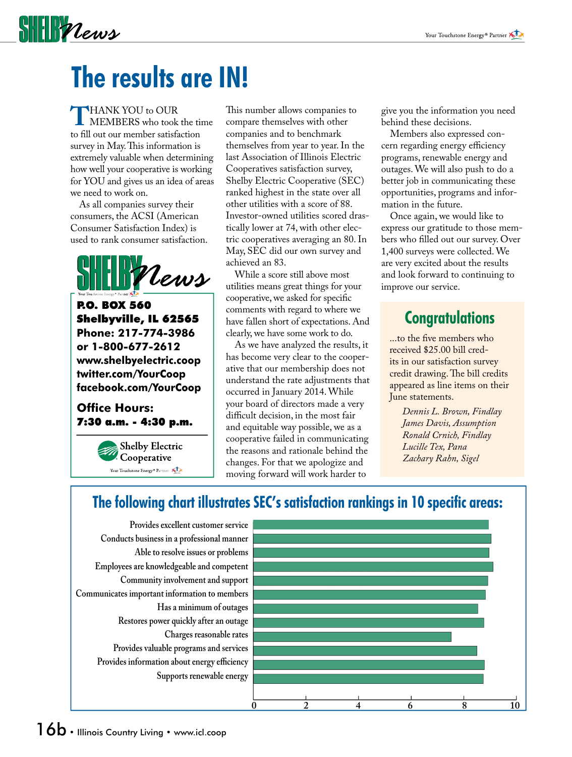# The results are IN!

THANK YOU to OUR MEMBERS who took the time to fill out our member satisfaction survey in May. This information is extremely valuable when determining how well your cooperative is working for YOU and gives us an idea of areas we need to work on.

As all companies survey their consumers, the ACSI (American Consumer Satisfaction Index) is used to rank consumer satisfaction. This number allows companies to compare themselves with other companies and to benchmark themselves from year to year. In the last Association of Illinois Electric Cooperatives satisfaction survey, Shelby Electric Cooperative (SEC) ranked highest in the state over all other utilities with a score of 88. Investor-owned utilities scored drastically lower at 74, with other electric cooperatives averaging an 80. In May, SEC did our own survey and achieved an 83.

While a score still above most utilities means great things for your cooperative, we asked for specific comments with regard to where we have fallen short of expectations. And clearly, we have some work to do.

As we have analyzed the results, it has become very clear to the cooperative that our membership does not understand the rate adjustments that occurred in January 2014. While your board of directors made a very difficult decision, in the most fair and equitable way possible, we as a cooperative failed in communicating the reasons and rationale behind the changes. For that we apologize and moving forward will work harder to give you the information you need behind these decisions.

Members also expressed concern regarding energy efficiency programs, renewable energy and outages. We will also push to do a better job in communicating these opportunities, programs and information in the future.

Once again, we would like to express our gratitude to those members who filled out our survey. Over 1,400 surveys were collected. We are very excited about the results and look forward to continuing to improve our service.

**SHELBY News**

**P.O. BOX 560**
**Shelbyville, IL 62565**
**Phone: 217-774-3986**
**or 1-800-677-2612**
**www.shelbyelectric.coop**
**twitter.com/YourCoop**
**facebook.com/YourCoop**

**Office Hours:**
**7:30 a.m. - 4:30 p.m.**

Shelby Electric Cooperative
Your Touchstone Energy® Partner

## Congratulations

...to the five members who received $25.00 bill credits in our satisfaction survey credit drawing. The bill credits appeared as line items on their June statements.

*Dennis L. Brown, Findlay*
*James Davis, Assumption*
*Ronald Crnich, Findlay*
*Lucille Tex, Pana*
*Zachary Rahn, Sigel*

## The following chart illustrates SEC's satisfaction rankings in 10 specific areas:

| Area | Approx. score (0–10 scale) |
|---|---|
| Provides excellent customer service | ~9.0 |
| Conducts business in a professional manner | ~9.1 |
| Able to resolve issues or problems | ~9.0 |
| Employees are knowledgeable and competent | ~9.2 |
| Community involvement and support | ~9.0 |
| Communicates important information to members | ~8.9 |
| Has a minimum of outages | ~8.6 |
| Restores power quickly after an outage | ~8.8 |
| Charges reasonable rates | ~7.6 |
| Provides valuable programs and services | ~8.5 |
| Provides information about energy efficiency | ~8.8 |
| Supports renewable energy | ~8.8 |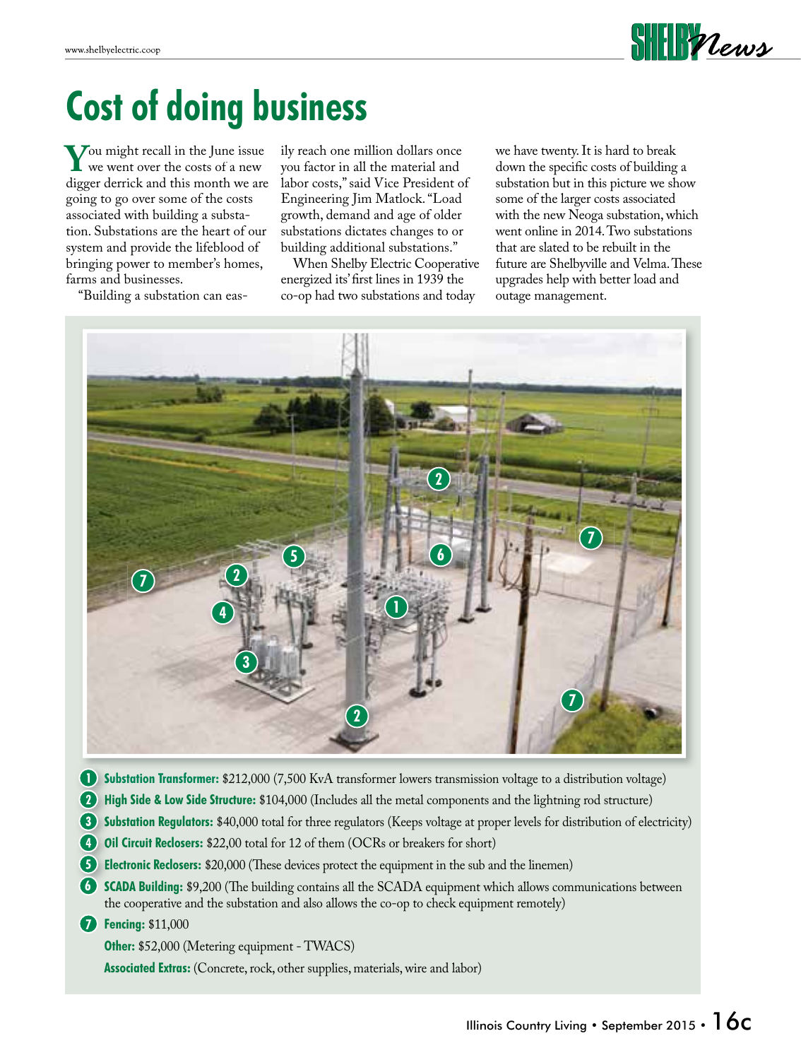# Cost of doing business

You might recall in the June issue we went over the costs of a new digger derrick and this month we are going to go over some of the costs associated with building a substation. Substations are the heart of our system and provide the lifeblood of bringing power to member's homes, farms and businesses.

"Building a substation can easily reach one million dollars once you factor in all the material and labor costs," said Vice President of Engineering Jim Matlock. "Load growth, demand and age of older substations dictates changes to or building additional substations."

When Shelby Electric Cooperative energized its' first lines in 1939 the co-op had two substations and today we have twenty. It is hard to break down the specific costs of building a substation but in this picture we show some of the larger costs associated with the new Neoga substation, which went online in 2014. Two substations that are slated to be rebuilt in the future are Shelbyville and Velma. These upgrades help with better load and outage management.

1. **Substation Transformer:** $212,000 (7,500 KvA transformer lowers transmission voltage to a distribution voltage)
2. **High Side & Low Side Structure:** $104,000 (Includes all the metal components and the lightning rod structure)
3. **Substation Regulators:** $40,000 total for three regulators (Keeps voltage at proper levels for distribution of electricity)
4. **Oil Circuit Reclosers:** $22,00 total for 12 of them (OCRs or breakers for short)
5. **Electronic Reclosers:** $20,000 (These devices protect the equipment in the sub and the linemen)
6. **SCADA Building:** $9,200 (The building contains all the SCADA equipment which allows communications between the cooperative and the substation and also allows the co-op to check equipment remotely)
7. **Fencing:** $11,000

**Other:** $52,000 (Metering equipment - TWACS)

**Associated Extras:** (Concrete, rock, other supplies, materials, wire and labor)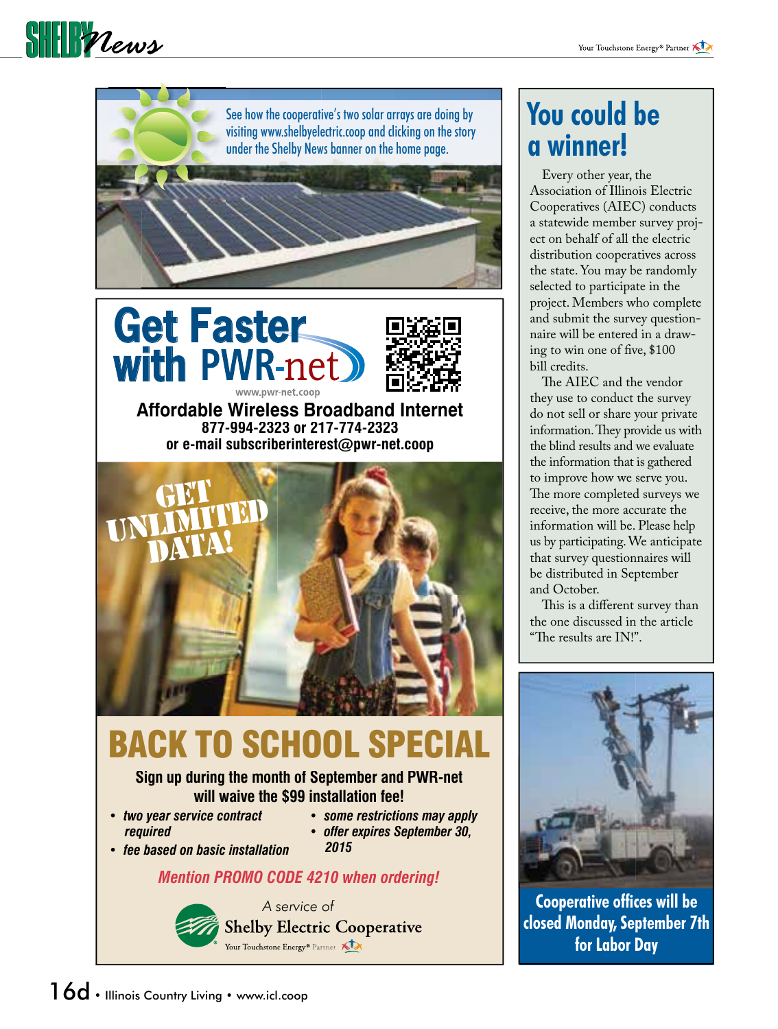See how the cooperative's two solar arrays are doing by visiting www.shelbyelectric.coop and clicking on the story under the Shelby News banner on the home page.

# Get Faster with PWR-net

www.pwr-net.coop

**Affordable Wireless Broadband Internet**

**877-994-2323 or 217-774-2323**

**or e-mail subscriberinterest@pwr-net.coop**

GET UNLIMITED DATA!

## BACK TO SCHOOL SPECIAL

**Sign up during the month of September and PWR-net will waive the $99 installation fee!**

- *two year service contract required*
- *fee based on basic installation*
- *some restrictions may apply*
- *offer expires September 30, 2015*

***Mention PROMO CODE 4210 when ordering!***

*A service of*

Shelby Electric Cooperative

Your Touchstone Energy® Partner

# You could be a winner!

Every other year, the Association of Illinois Electric Cooperatives (AIEC) conducts a statewide member survey project on behalf of all the electric distribution cooperatives across the state. You may be randomly selected to participate in the project. Members who complete and submit the survey questionnaire will be entered in a drawing to win one of five, $100 bill credits.

The AIEC and the vendor they use to conduct the survey do not sell or share your private information. They provide us with the blind results and we evaluate the information that is gathered to improve how we serve you. The more completed surveys we receive, the more accurate the information will be. Please help us by participating. We anticipate that survey questionnaires will be distributed in September and October.

This is a different survey than the one discussed in the article "The results are IN!".

**Cooperative offices will be closed Monday, September 7th for Labor Day**